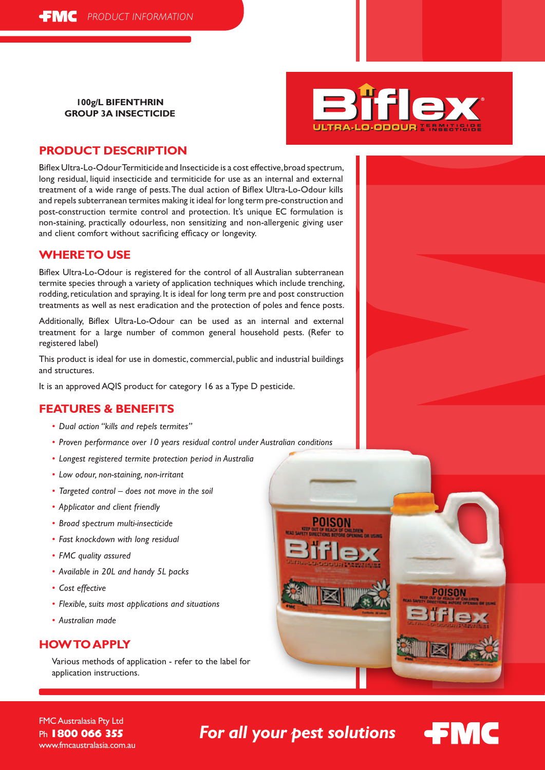FMC PRODUCT INFORMATION

**100g/L BIFENTHRIN**
**GROUP 3A INSECTICIDE**

Biflex® ULTRA-LO-ODOUR TERMITICIDE & INSECTICIDE

## PRODUCT DESCRIPTION

Biflex Ultra-Lo-Odour Termiticide and Insecticide is a cost effective, broad spectrum, long residual, liquid insecticide and termiticide for use as an internal and external treatment of a wide range of pests. The dual action of Biflex Ultra-Lo-Odour kills and repels subterranean termites making it ideal for long term pre-construction and post-construction termite control and protection. It's unique EC formulation is non-staining, practically odourless, non sensitizing and non-allergenic giving user and client comfort without sacrificing efficacy or longevity.

## WHERE TO USE

Biflex Ultra-Lo-Odour is registered for the control of all Australian subterranean termite species through a variety of application techniques which include trenching, rodding, reticulation and spraying. It is ideal for long term pre and post construction treatments as well as nest eradication and the protection of poles and fence posts.

Additionally, Biflex Ultra-Lo-Odour can be used as an internal and external treatment for a large number of common general household pests. (Refer to registered label)

This product is ideal for use in domestic, commercial, public and industrial buildings and structures.

It is an approved AQIS product for category 16 as a Type D pesticide.

## FEATURES & BENEFITS

- *Dual action "kills and repels termites"*
- *Proven performance over 10 years residual control under Australian conditions*
- *Longest registered termite protection period in Australia*
- *Low odour, non-staining, non-irritant*
- *Targeted control – does not move in the soil*
- *Applicator and client friendly*
- *Broad spectrum multi-insecticide*
- *Fast knockdown with long residual*
- *FMC quality assured*
- *Available in 20L and handy 5L packs*
- *Cost effective*
- *Flexible, suits most applications and situations*
- *Australian made*

## HOW TO APPLY

Various methods of application - refer to the label for application instructions.

FMC Australasia Pty Ltd
Ph **1800 066 355**
www.fmcaustralasia.com.au

*For all your pest solutions*

FMC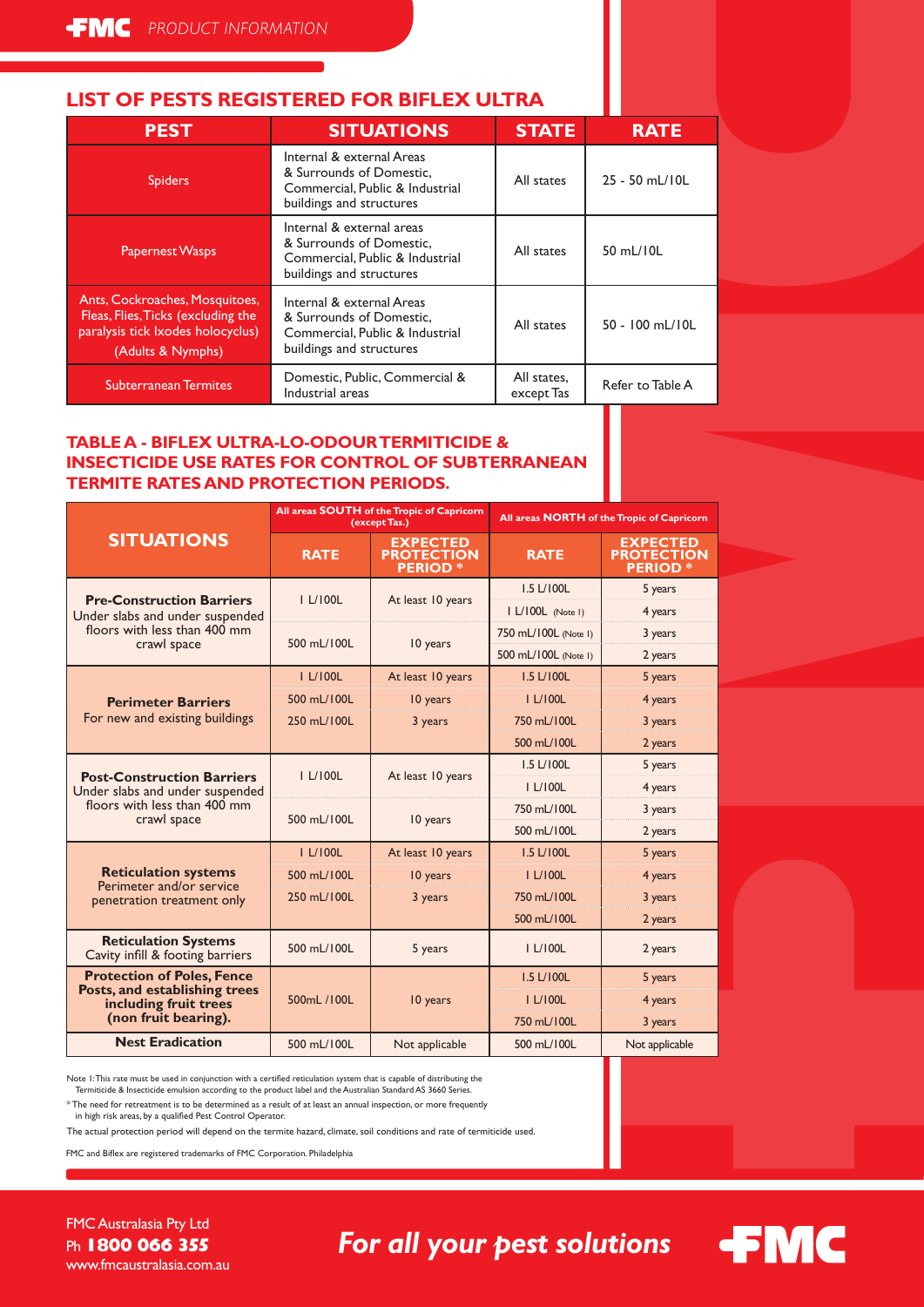## LIST OF PESTS REGISTERED FOR BIFLEX ULTRA

| PEST | SITUATIONS | STATE | RATE |
|---|---|---|---|
| Spiders | Internal & external Areas & Surrounds of Domestic, Commercial, Public & Industrial buildings and structures | All states | 25 - 50 mL/10L |
| Papernest Wasps | Internal & external areas & Surrounds of Domestic, Commercial, Public & Industrial buildings and structures | All states | 50 mL/10L |
| Ants, Cockroaches, Mosquitoes, Fleas, Flies, Ticks (excluding the paralysis tick Ixodes holocyclus) (Adults & Nymphs) | Internal & external Areas & Surrounds of Domestic, Commercial, Public & Industrial buildings and structures | All states | 50 - 100 mL/10L |
| Subterranean Termites | Domestic, Public, Commercial & Industrial areas | All states, except Tas | Refer to Table A |

## TABLE A - BIFLEX ULTRA-LO-ODOUR TERMITICIDE & INSECTICIDE USE RATES FOR CONTROL OF SUBTERRANEAN TERMITE RATES AND PROTECTION PERIODS.

| SITUATIONS | All areas SOUTH of the Tropic of Capricorn (except Tas.) | | All areas NORTH of the Tropic of Capricorn | |
|---|---|---|---|---|
| | RATE | EXPECTED PROTECTION PERIOD * | RATE | EXPECTED PROTECTION PERIOD * |
| **Pre-Construction Barriers** Under slabs and under suspended floors with less than 400 mm crawl space | 1 L/100L | At least 10 years | 1.5 L/100L | 5 years |
| | | | 1 L/100L (Note 1) | 4 years |
| | 500 mL/100L | 10 years | 750 mL/100L (Note 1) | 3 years |
| | | | 500 mL/100L (Note 1) | 2 years |
| **Perimeter Barriers** For new and existing buildings | 1 L/100L | At least 10 years | 1.5 L/100L | 5 years |
| | 500 mL/100L | 10 years | 1 L/100L | 4 years |
| | 250 mL/100L | 3 years | 750 mL/100L | 3 years |
| | | | 500 mL/100L | 2 years |
| **Post-Construction Barriers** Under slabs and under suspended floors with less than 400 mm crawl space | 1 L/100L | At least 10 years | 1.5 L/100L | 5 years |
| | | | 1 L/100L | 4 years |
| | 500 mL/100L | 10 years | 750 mL/100L | 3 years |
| | | | 500 mL/100L | 2 years |
| **Reticulation systems** Perimeter and/or service penetration treatment only | 1 L/100L | At least 10 years | 1.5 L/100L | 5 years |
| | 500 mL/100L | 10 years | 1 L/100L | 4 years |
| | 250 mL/100L | 3 years | 750 mL/100L | 3 years |
| | | | 500 mL/100L | 2 years |
| **Reticulation Systems** Cavity infill & footing barriers | 500 mL/100L | 5 years | 1 L/100L | 2 years |
| **Protection of Poles, Fence Posts, and establishing trees including fruit trees (non fruit bearing).** | 500mL /100L | 10 years | 1.5 L/100L | 5 years |
| | | | 1 L/100L | 4 years |
| | | | 750 mL/100L | 3 years |
| **Nest Eradication** | 500 mL/100L | Not applicable | 500 mL/100L | Not applicable |

Note 1: This rate must be used in conjunction with a certified reticulation system that is capable of distributing the Termiticide & Insecticide emulsion according to the product label and the Australian Standard AS 3660 Series.

* The need for retreatment is to be determined as a result of at least an annual inspection, or more frequently in high risk areas, by a qualified Pest Control Operator.

The actual protection period will depend on the termite hazard, climate, soil conditions and rate of termiticide used.

FMC and Biflex are registered trademarks of FMC Corporation. Philadelphia

FMC Australasia Pty Ltd
Ph **1800 066 355**
www.fmcaustralasia.com.au

*For all your pest solutions*